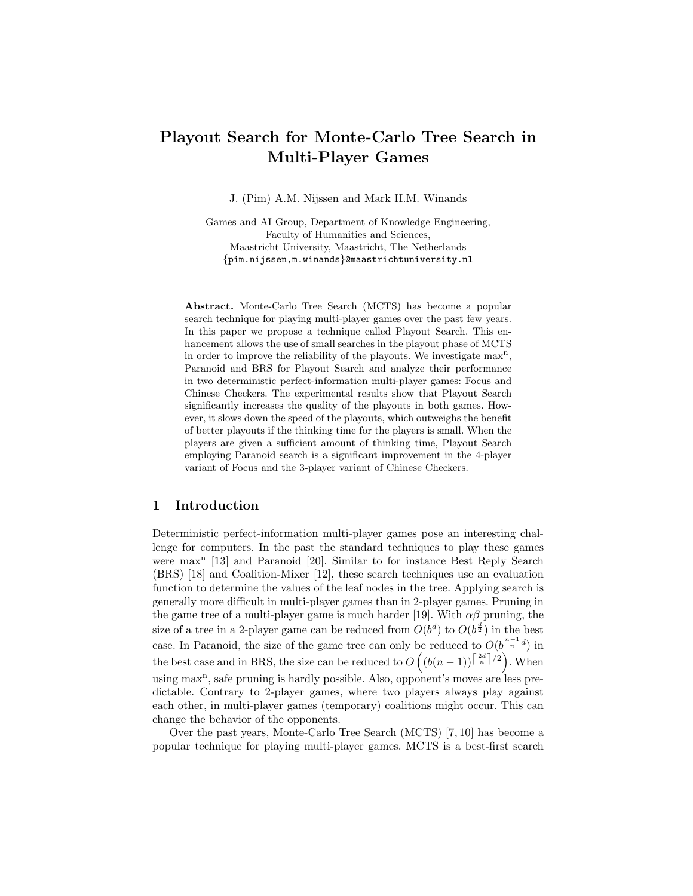# Playout Search for Monte-Carlo Tree Search in Multi-Player Games

J. (Pim) A.M. Nijssen and Mark H.M. Winands

Games and AI Group, Department of Knowledge Engineering,
Faculty of Humanities and Sciences,
Maastricht University, Maastricht, The Netherlands
{pim.nijssen,m.winands}@maastrichtuniversity.nl

**Abstract.** Monte-Carlo Tree Search (MCTS) has become a popular search technique for playing multi-player games over the past few years. In this paper we propose a technique called Playout Search. This enhancement allows the use of small searches in the playout phase of MCTS in order to improve the reliability of the playouts. We investigate max$^{\text{n}}$, Paranoid and BRS for Playout Search and analyze their performance in two deterministic perfect-information multi-player games: Focus and Chinese Checkers. The experimental results show that Playout Search significantly increases the quality of the playouts in both games. However, it slows down the speed of the playouts, which outweighs the benefit of better playouts if the thinking time for the players is small. When the players are given a sufficient amount of thinking time, Playout Search employing Paranoid search is a significant improvement in the 4-player variant of Focus and the 3-player variant of Chinese Checkers.

## 1 Introduction

Deterministic perfect-information multi-player games pose an interesting challenge for computers. In the past the standard techniques to play these games were max$^{\text{n}}$ [13] and Paranoid [20]. Similar to for instance Best Reply Search (BRS) [18] and Coalition-Mixer [12], these search techniques use an evaluation function to determine the values of the leaf nodes in the tree. Applying search is generally more difficult in multi-player games than in 2-player games. Pruning in the game tree of a multi-player game is much harder [19]. With $\alpha\beta$ pruning, the size of a tree in a 2-player game can be reduced from $O(b^d)$ to $O(b^{\frac{d}{2}})$ in the best case. In Paranoid, the size of the game tree can only be reduced to $O(b^{\frac{n-1}{n}d})$ in the best case and in BRS, the size can be reduced to $O\left((b(n-1))^{\lceil \frac{2d}{n} \rceil /2}\right)$. When using max$^{\text{n}}$, safe pruning is hardly possible. Also, opponent's moves are less predictable. Contrary to 2-player games, where two players always play against each other, in multi-player games (temporary) coalitions might occur. This can change the behavior of the opponents.

Over the past years, Monte-Carlo Tree Search (MCTS) [7, 10] has become a popular technique for playing multi-player games. MCTS is a best-first search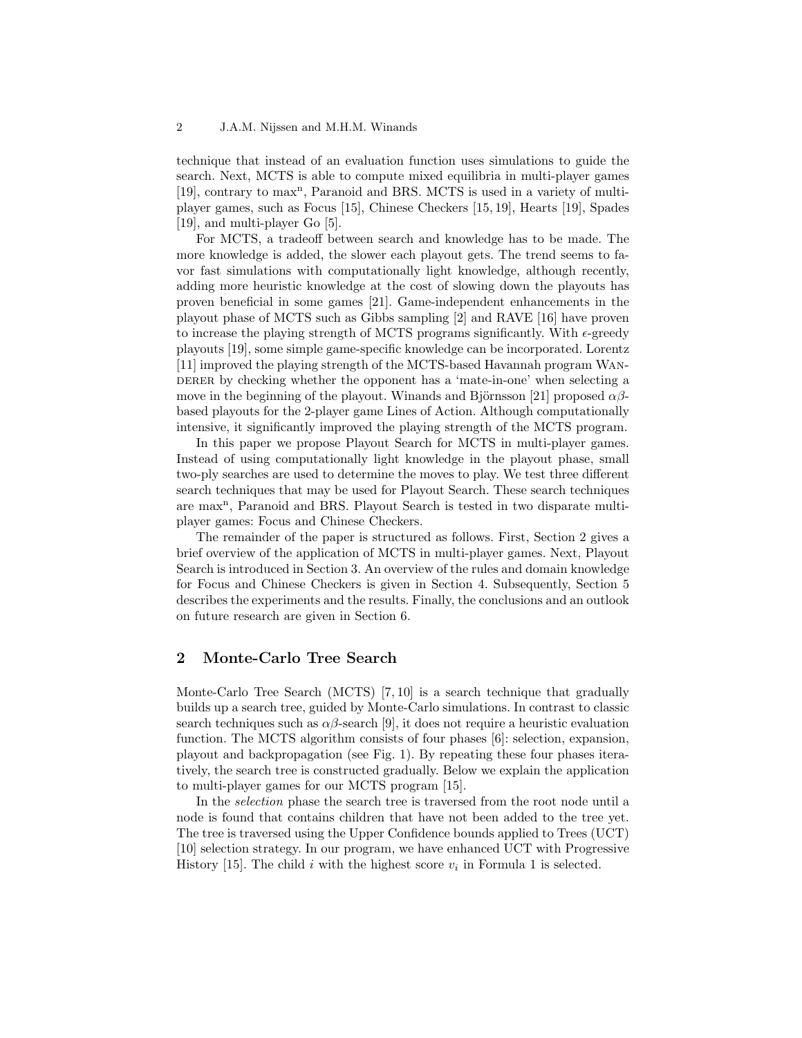technique that instead of an evaluation function uses simulations to guide the search. Next, MCTS is able to compute mixed equilibria in multi-player games [19], contrary to max$^n$, Paranoid and BRS. MCTS is used in a variety of multi-player games, such as Focus [15], Chinese Checkers [15, 19], Hearts [19], Spades [19], and multi-player Go [5].

For MCTS, a tradeoff between search and knowledge has to be made. The more knowledge is added, the slower each playout gets. The trend seems to favor fast simulations with computationally light knowledge, although recently, adding more heuristic knowledge at the cost of slowing down the playouts has proven beneficial in some games [21]. Game-independent enhancements in the playout phase of MCTS such as Gibbs sampling [2] and RAVE [16] have proven to increase the playing strength of MCTS programs significantly. With $\epsilon$-greedy playouts [19], some simple game-specific knowledge can be incorporated. Lorentz [11] improved the playing strength of the MCTS-based Havannah program WANDERER by checking whether the opponent has a 'mate-in-one' when selecting a move in the beginning of the playout. Winands and Björnsson [21] proposed $\alpha\beta$-based playouts for the 2-player game Lines of Action. Although computationally intensive, it significantly improved the playing strength of the MCTS program.

In this paper we propose Playout Search for MCTS in multi-player games. Instead of using computationally light knowledge in the playout phase, small two-ply searches are used to determine the moves to play. We test three different search techniques that may be used for Playout Search. These search techniques are max$^n$, Paranoid and BRS. Playout Search is tested in two disparate multi-player games: Focus and Chinese Checkers.

The remainder of the paper is structured as follows. First, Section 2 gives a brief overview of the application of MCTS in multi-player games. Next, Playout Search is introduced in Section 3. An overview of the rules and domain knowledge for Focus and Chinese Checkers is given in Section 4. Subsequently, Section 5 describes the experiments and the results. Finally, the conclusions and an outlook on future research are given in Section 6.

## 2 Monte-Carlo Tree Search

Monte-Carlo Tree Search (MCTS) [7, 10] is a search technique that gradually builds up a search tree, guided by Monte-Carlo simulations. In contrast to classic search techniques such as $\alpha\beta$-search [9], it does not require a heuristic evaluation function. The MCTS algorithm consists of four phases [6]: selection, expansion, playout and backpropagation (see Fig. 1). By repeating these four phases iteratively, the search tree is constructed gradually. Below we explain the application to multi-player games for our MCTS program [15].

In the *selection* phase the search tree is traversed from the root node until a node is found that contains children that have not been added to the tree yet. The tree is traversed using the Upper Confidence bounds applied to Trees (UCT) [10] selection strategy. In our program, we have enhanced UCT with Progressive History [15]. The child $i$ with the highest score $v_i$ in Formula 1 is selected.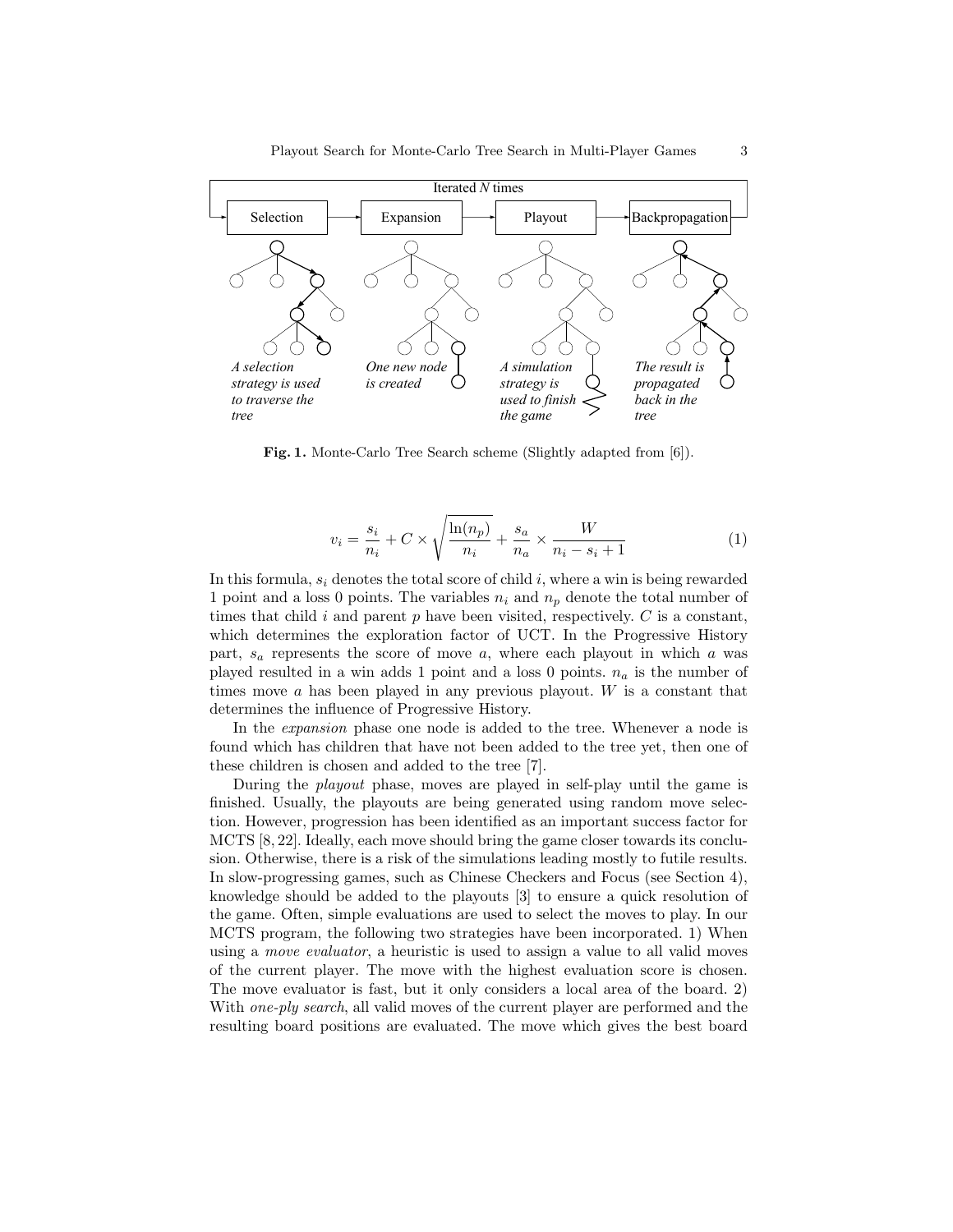Fig. 1. Monte-Carlo Tree Search scheme (Slightly adapted from [6]).

$$v_i = \frac{s_i}{n_i} + C \times \sqrt{\frac{\ln(n_p)}{n_i}} + \frac{s_a}{n_a} \times \frac{W}{n_i - s_i + 1} \tag{1}$$

In this formula, $s_i$ denotes the total score of child $i$, where a win is being rewarded 1 point and a loss 0 points. The variables $n_i$ and $n_p$ denote the total number of times that child $i$ and parent $p$ have been visited, respectively. $C$ is a constant, which determines the exploration factor of UCT. In the Progressive History part, $s_a$ represents the score of move $a$, where each playout in which $a$ was played resulted in a win adds 1 point and a loss 0 points. $n_a$ is the number of times move $a$ has been played in any previous playout. $W$ is a constant that determines the influence of Progressive History.

In the *expansion* phase one node is added to the tree. Whenever a node is found which has children that have not been added to the tree yet, then one of these children is chosen and added to the tree [7].

During the *playout* phase, moves are played in self-play until the game is finished. Usually, the playouts are being generated using random move selection. However, progression has been identified as an important success factor for MCTS [8, 22]. Ideally, each move should bring the game closer towards its conclusion. Otherwise, there is a risk of the simulations leading mostly to futile results. In slow-progressing games, such as Chinese Checkers and Focus (see Section 4), knowledge should be added to the playouts [3] to ensure a quick resolution of the game. Often, simple evaluations are used to select the moves to play. In our MCTS program, the following two strategies have been incorporated. 1) When using a *move evaluator*, a heuristic is used to assign a value to all valid moves of the current player. The move with the highest evaluation score is chosen. The move evaluator is fast, but it only considers a local area of the board. 2) With *one-ply search*, all valid moves of the current player are performed and the resulting board positions are evaluated. The move which gives the best board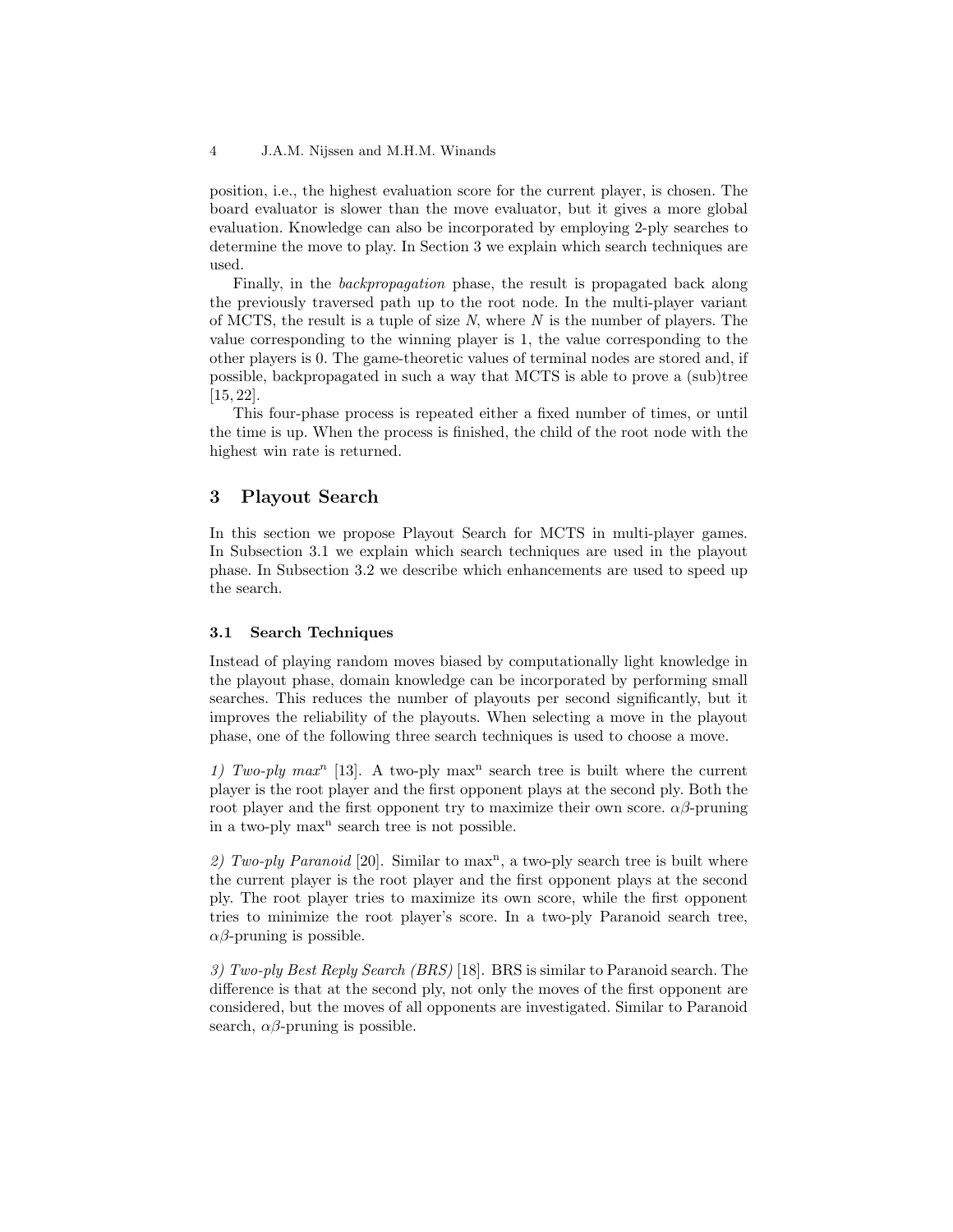position, i.e., the highest evaluation score for the current player, is chosen. The board evaluator is slower than the move evaluator, but it gives a more global evaluation. Knowledge can also be incorporated by employing 2-ply searches to determine the move to play. In Section 3 we explain which search techniques are used.

Finally, in the *backpropagation* phase, the result is propagated back along the previously traversed path up to the root node. In the multi-player variant of MCTS, the result is a tuple of size *N*, where *N* is the number of players. The value corresponding to the winning player is 1, the value corresponding to the other players is 0. The game-theoretic values of terminal nodes are stored and, if possible, backpropagated in such a way that MCTS is able to prove a (sub)tree [15, 22].

This four-phase process is repeated either a fixed number of times, or until the time is up. When the process is finished, the child of the root node with the highest win rate is returned.

## 3 Playout Search

In this section we propose Playout Search for MCTS in multi-player games. In Subsection 3.1 we explain which search techniques are used in the playout phase. In Subsection 3.2 we describe which enhancements are used to speed up the search.

### 3.1 Search Techniques

Instead of playing random moves biased by computationally light knowledge in the playout phase, domain knowledge can be incorporated by performing small searches. This reduces the number of playouts per second significantly, but it improves the reliability of the playouts. When selecting a move in the playout phase, one of the following three search techniques is used to choose a move.

*1) Two-ply max*$^n$ [13]. A two-ply max$^n$ search tree is built where the current player is the root player and the first opponent plays at the second ply. Both the root player and the first opponent try to maximize their own score. $\alpha\beta$-pruning in a two-ply max$^n$ search tree is not possible.

*2) Two-ply Paranoid* [20]. Similar to max$^n$, a two-ply search tree is built where the current player is the root player and the first opponent plays at the second ply. The root player tries to maximize its own score, while the first opponent tries to minimize the root player's score. In a two-ply Paranoid search tree, $\alpha\beta$-pruning is possible.

*3) Two-ply Best Reply Search (BRS)* [18]. BRS is similar to Paranoid search. The difference is that at the second ply, not only the moves of the first opponent are considered, but the moves of all opponents are investigated. Similar to Paranoid search, $\alpha\beta$-pruning is possible.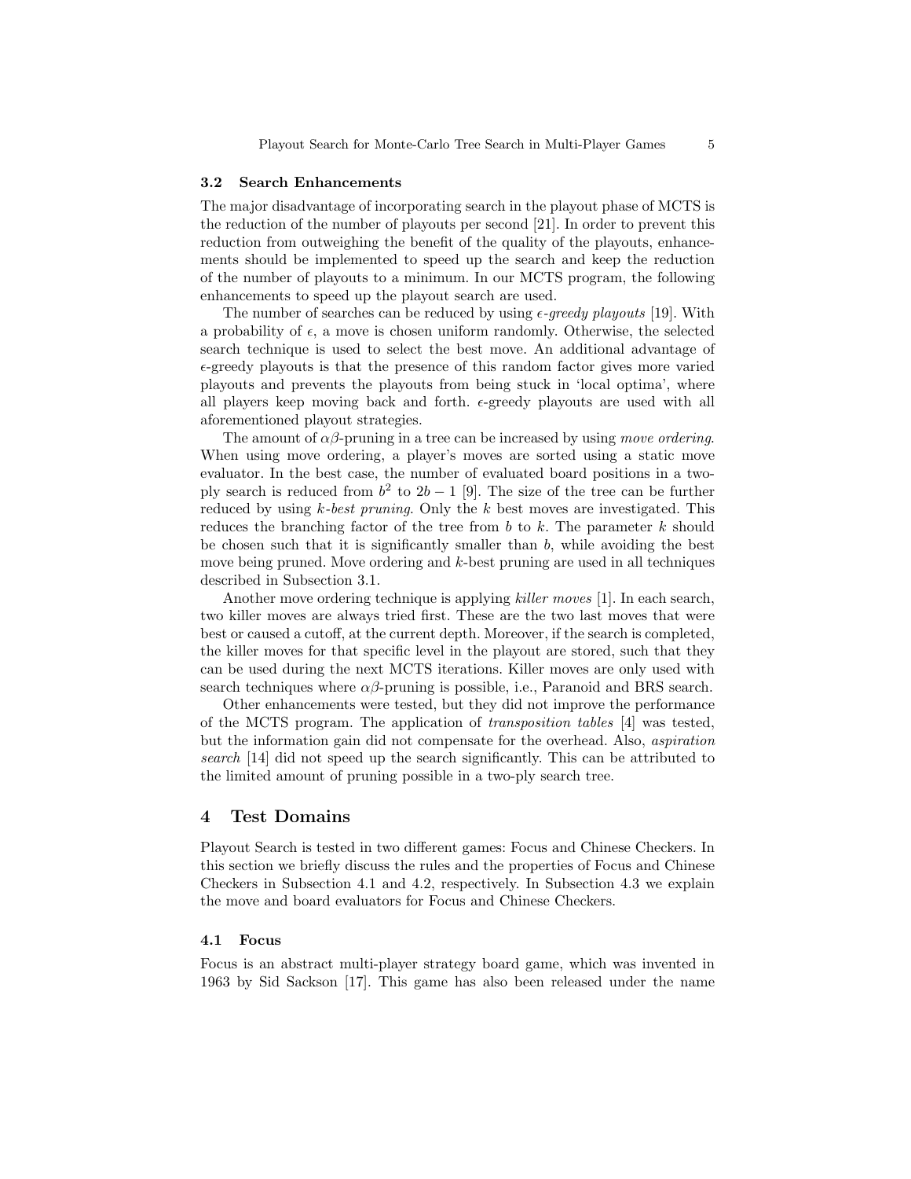### 3.2 Search Enhancements

The major disadvantage of incorporating search in the playout phase of MCTS is the reduction of the number of playouts per second [21]. In order to prevent this reduction from outweighing the benefit of the quality of the playouts, enhancements should be implemented to speed up the search and keep the reduction of the number of playouts to a minimum. In our MCTS program, the following enhancements to speed up the playout search are used.

The number of searches can be reduced by using *$\epsilon$-greedy playouts* [19]. With a probability of $\epsilon$, a move is chosen uniform randomly. Otherwise, the selected search technique is used to select the best move. An additional advantage of $\epsilon$-greedy playouts is that the presence of this random factor gives more varied playouts and prevents the playouts from being stuck in 'local optima', where all players keep moving back and forth. $\epsilon$-greedy playouts are used with all aforementioned playout strategies.

The amount of $\alpha\beta$-pruning in a tree can be increased by using *move ordering*. When using move ordering, a player's moves are sorted using a static move evaluator. In the best case, the number of evaluated board positions in a two-ply search is reduced from $b^2$ to $2b - 1$ [9]. The size of the tree can be further reduced by using *$k$-best pruning*. Only the $k$ best moves are investigated. This reduces the branching factor of the tree from $b$ to $k$. The parameter $k$ should be chosen such that it is significantly smaller than $b$, while avoiding the best move being pruned. Move ordering and $k$-best pruning are used in all techniques described in Subsection 3.1.

Another move ordering technique is applying *killer moves* [1]. In each search, two killer moves are always tried first. These are the two last moves that were best or caused a cutoff, at the current depth. Moreover, if the search is completed, the killer moves for that specific level in the playout are stored, such that they can be used during the next MCTS iterations. Killer moves are only used with search techniques where $\alpha\beta$-pruning is possible, i.e., Paranoid and BRS search.

Other enhancements were tested, but they did not improve the performance of the MCTS program. The application of *transposition tables* [4] was tested, but the information gain did not compensate for the overhead. Also, *aspiration search* [14] did not speed up the search significantly. This can be attributed to the limited amount of pruning possible in a two-ply search tree.

## 4 Test Domains

Playout Search is tested in two different games: Focus and Chinese Checkers. In this section we briefly discuss the rules and the properties of Focus and Chinese Checkers in Subsection 4.1 and 4.2, respectively. In Subsection 4.3 we explain the move and board evaluators for Focus and Chinese Checkers.

### 4.1 Focus

Focus is an abstract multi-player strategy board game, which was invented in 1963 by Sid Sackson [17]. This game has also been released under the name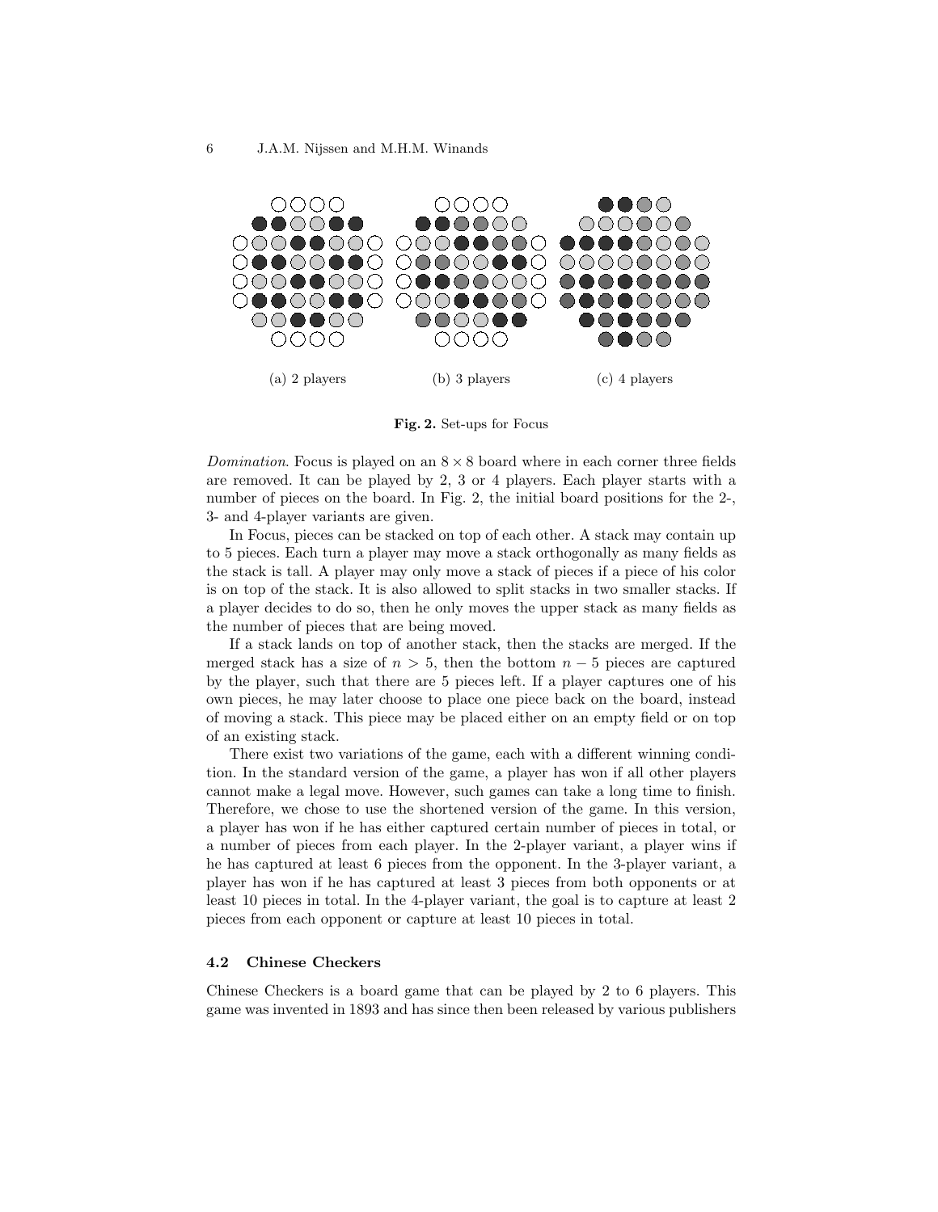(a) 2 players (b) 3 players (c) 4 players

**Fig. 2.** Set-ups for Focus

*Domination*. Focus is played on an $8 \times 8$ board where in each corner three fields are removed. It can be played by 2, 3 or 4 players. Each player starts with a number of pieces on the board. In Fig. 2, the initial board positions for the 2-, 3- and 4-player variants are given.

In Focus, pieces can be stacked on top of each other. A stack may contain up to 5 pieces. Each turn a player may move a stack orthogonally as many fields as the stack is tall. A player may only move a stack of pieces if a piece of his color is on top of the stack. It is also allowed to split stacks in two smaller stacks. If a player decides to do so, then he only moves the upper stack as many fields as the number of pieces that are being moved.

If a stack lands on top of another stack, then the stacks are merged. If the merged stack has a size of $n > 5$, then the bottom $n - 5$ pieces are captured by the player, such that there are 5 pieces left. If a player captures one of his own pieces, he may later choose to place one piece back on the board, instead of moving a stack. This piece may be placed either on an empty field or on top of an existing stack.

There exist two variations of the game, each with a different winning condition. In the standard version of the game, a player has won if all other players cannot make a legal move. However, such games can take a long time to finish. Therefore, we chose to use the shortened version of the game. In this version, a player has won if he has either captured certain number of pieces in total, or a number of pieces from each player. In the 2-player variant, a player wins if he has captured at least 6 pieces from the opponent. In the 3-player variant, a player has won if he has captured at least 3 pieces from both opponents or at least 10 pieces in total. In the 4-player variant, the goal is to capture at least 2 pieces from each opponent or capture at least 10 pieces in total.

### 4.2 Chinese Checkers

Chinese Checkers is a board game that can be played by 2 to 6 players. This game was invented in 1893 and has since then been released by various publishers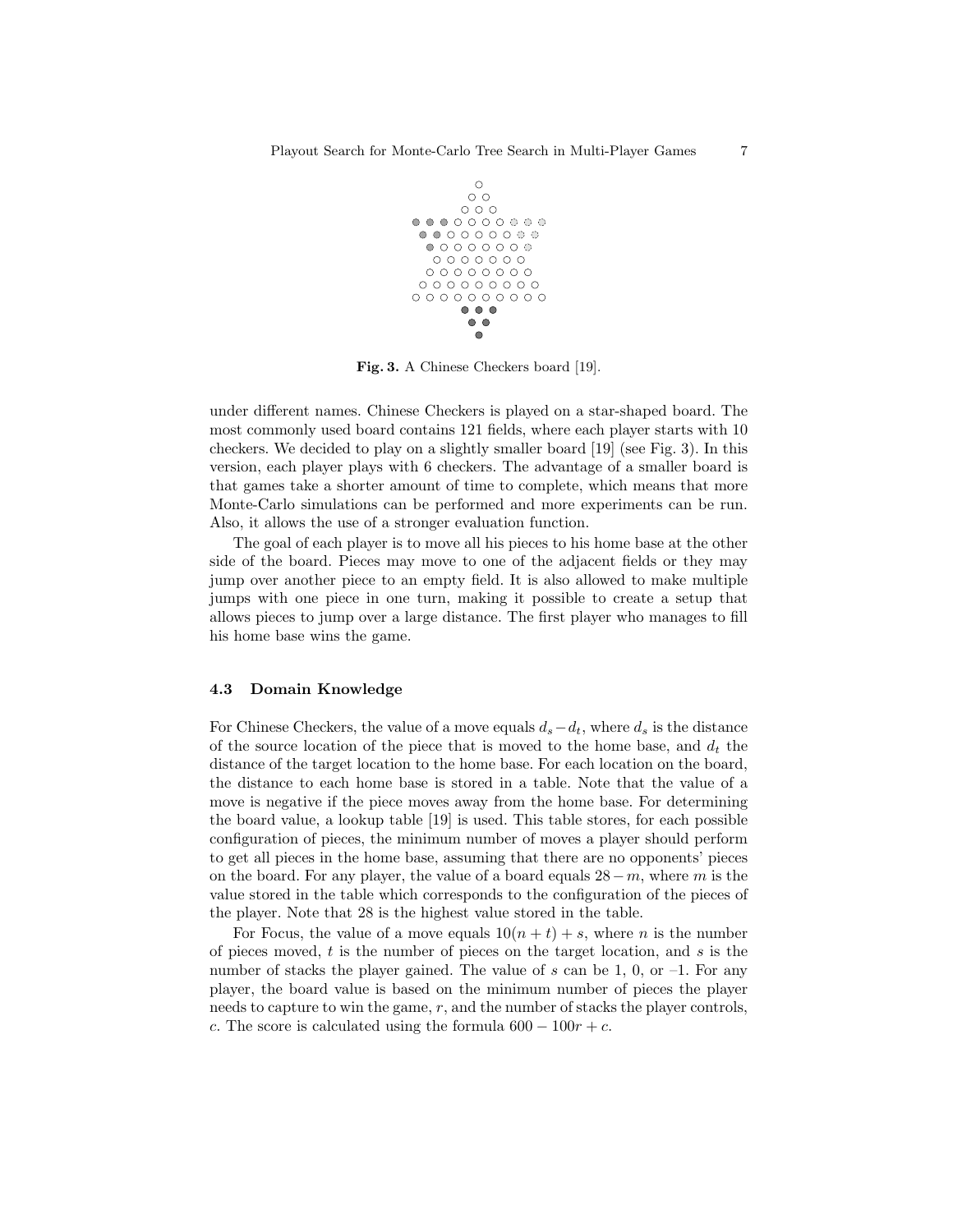Fig. 3. A Chinese Checkers board [19].

under different names. Chinese Checkers is played on a star-shaped board. The most commonly used board contains 121 fields, where each player starts with 10 checkers. We decided to play on a slightly smaller board [19] (see Fig. 3). In this version, each player plays with 6 checkers. The advantage of a smaller board is that games take a shorter amount of time to complete, which means that more Monte-Carlo simulations can be performed and more experiments can be run. Also, it allows the use of a stronger evaluation function.

The goal of each player is to move all his pieces to his home base at the other side of the board. Pieces may move to one of the adjacent fields or they may jump over another piece to an empty field. It is also allowed to make multiple jumps with one piece in one turn, making it possible to create a setup that allows pieces to jump over a large distance. The first player who manages to fill his home base wins the game.

### 4.3 Domain Knowledge

For Chinese Checkers, the value of a move equals $d_s - d_t$, where $d_s$ is the distance of the source location of the piece that is moved to the home base, and $d_t$ the distance of the target location to the home base. For each location on the board, the distance to each home base is stored in a table. Note that the value of a move is negative if the piece moves away from the home base. For determining the board value, a lookup table [19] is used. This table stores, for each possible configuration of pieces, the minimum number of moves a player should perform to get all pieces in the home base, assuming that there are no opponents' pieces on the board. For any player, the value of a board equals $28 - m$, where $m$ is the value stored in the table which corresponds to the configuration of the pieces of the player. Note that 28 is the highest value stored in the table.

For Focus, the value of a move equals $10(n + t) + s$, where $n$ is the number of pieces moved, $t$ is the number of pieces on the target location, and $s$ is the number of stacks the player gained. The value of $s$ can be 1, 0, or –1. For any player, the board value is based on the minimum number of pieces the player needs to capture to win the game, $r$, and the number of stacks the player controls, $c$. The score is calculated using the formula $600 - 100r + c$.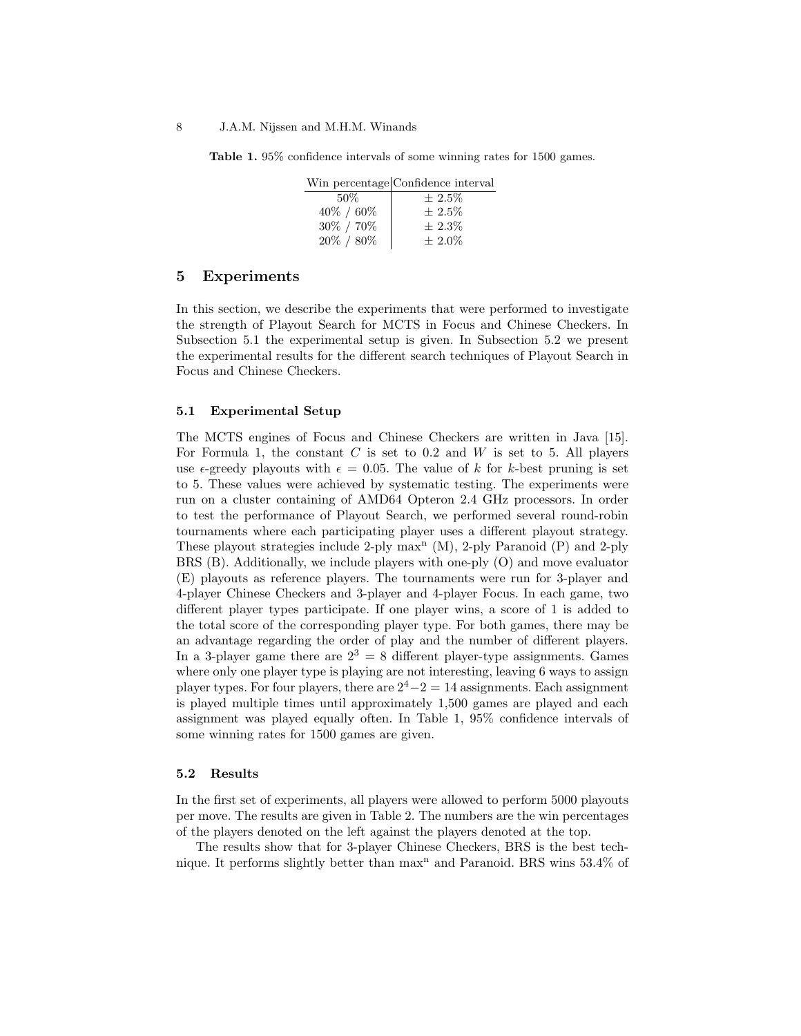**Table 1.** 95% confidence intervals of some winning rates for 1500 games.

| Win percentage | Confidence interval |
|---|---|
| 50% | ± 2.5% |
| 40% / 60% | ± 2.5% |
| 30% / 70% | ± 2.3% |
| 20% / 80% | ± 2.0% |

## 5 Experiments

In this section, we describe the experiments that were performed to investigate the strength of Playout Search for MCTS in Focus and Chinese Checkers. In Subsection 5.1 the experimental setup is given. In Subsection 5.2 we present the experimental results for the different search techniques of Playout Search in Focus and Chinese Checkers.

### 5.1 Experimental Setup

The MCTS engines of Focus and Chinese Checkers are written in Java [15]. For Formula 1, the constant $C$ is set to 0.2 and $W$ is set to 5. All players use $\epsilon$-greedy playouts with $\epsilon = 0.05$. The value of $k$ for $k$-best pruning is set to 5. These values were achieved by systematic testing. The experiments were run on a cluster containing of AMD64 Opteron 2.4 GHz processors. In order to test the performance of Playout Search, we performed several round-robin tournaments where each participating player uses a different playout strategy. These playout strategies include 2-ply max$^{\text{n}}$ (M), 2-ply Paranoid (P) and 2-ply BRS (B). Additionally, we include players with one-ply (O) and move evaluator (E) playouts as reference players. The tournaments were run for 3-player and 4-player Chinese Checkers and 3-player and 4-player Focus. In each game, two different player types participate. If one player wins, a score of 1 is added to the total score of the corresponding player type. For both games, there may be an advantage regarding the order of play and the number of different players. In a 3-player game there are $2^3 = 8$ different player-type assignments. Games where only one player type is playing are not interesting, leaving 6 ways to assign player types. For four players, there are $2^4 - 2 = 14$ assignments. Each assignment is played multiple times until approximately 1,500 games are played and each assignment was played equally often. In Table 1, 95% confidence intervals of some winning rates for 1500 games are given.

### 5.2 Results

In the first set of experiments, all players were allowed to perform 5000 playouts per move. The results are given in Table 2. The numbers are the win percentages of the players denoted on the left against the players denoted at the top.

The results show that for 3-player Chinese Checkers, BRS is the best technique. It performs slightly better than max$^{\text{n}}$ and Paranoid. BRS wins 53.4% of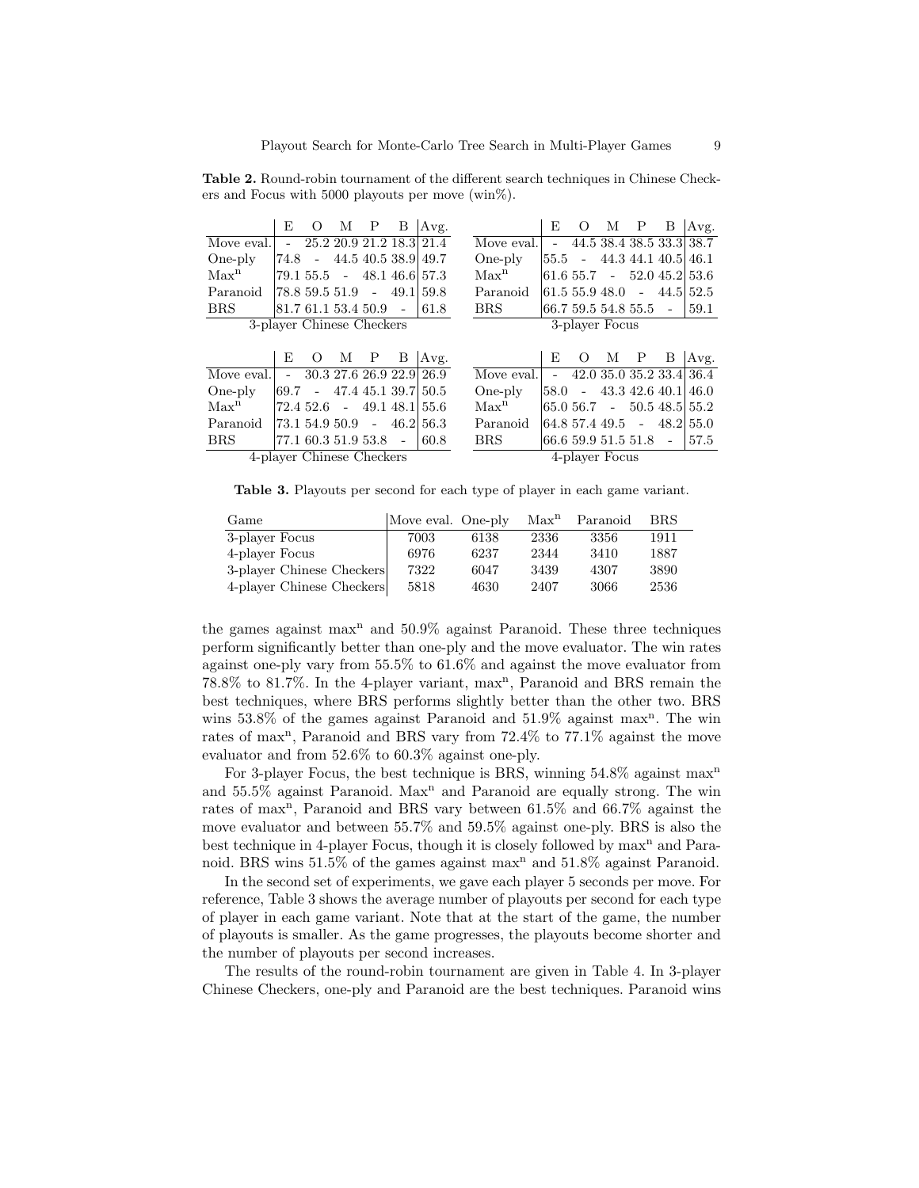**Table 2.** Round-robin tournament of the different search techniques in Chinese Checkers and Focus with 5000 playouts per move (win%).

|  | E | O | M | P | B | Avg. |
|---|---|---|---|---|---|---|
| Move eval. | - | 25.2 | 20.9 | 21.2 | 18.3 | 21.4 |
| One-ply | 74.8 | - | 44.5 | 40.5 | 38.9 | 49.7 |
| $\text{Max}^n$ | 79.1 | 55.5 | - | 48.1 | 46.6 | 57.3 |
| Paranoid | 78.8 | 59.5 | 51.9 | - | 49.1 | 59.8 |
| BRS | 81.7 | 61.1 | 53.4 | 50.9 | - | 61.8 |

3-player Chinese Checkers

|  | E | O | M | P | B | Avg. |
|---|---|---|---|---|---|---|
| Move eval. | - | 44.5 | 38.4 | 38.5 | 33.3 | 38.7 |
| One-ply | 55.5 | - | 44.3 | 44.1 | 40.5 | 46.1 |
| $\text{Max}^n$ | 61.6 | 55.7 | - | 52.0 | 45.2 | 53.6 |
| Paranoid | 61.5 | 55.9 | 48.0 | - | 44.5 | 52.5 |
| BRS | 66.7 | 59.5 | 54.8 | 55.5 | - | 59.1 |

3-player Focus

|  | E | O | M | P | B | Avg. |
|---|---|---|---|---|---|---|
| Move eval. | - | 30.3 | 27.6 | 26.9 | 22.9 | 26.9 |
| One-ply | 69.7 | - | 47.4 | 45.1 | 39.7 | 50.5 |
| $\text{Max}^n$ | 72.4 | 52.6 | - | 49.1 | 48.1 | 55.6 |
| Paranoid | 73.1 | 54.9 | 50.9 | - | 46.2 | 56.3 |
| BRS | 77.1 | 60.3 | 51.9 | 53.8 | - | 60.8 |

4-player Chinese Checkers

|  | E | O | M | P | B | Avg. |
|---|---|---|---|---|---|---|
| Move eval. | - | 42.0 | 35.0 | 35.2 | 33.4 | 36.4 |
| One-ply | 58.0 | - | 43.3 | 42.6 | 40.1 | 46.0 |
| $\text{Max}^n$ | 65.0 | 56.7 | - | 50.5 | 48.5 | 55.2 |
| Paranoid | 64.8 | 57.4 | 49.5 | - | 48.2 | 55.0 |
| BRS | 66.6 | 59.9 | 51.5 | 51.8 | - | 57.5 |

4-player Focus

**Table 3.** Playouts per second for each type of player in each game variant.

| Game | Move eval. | One-ply | $\text{Max}^n$ | Paranoid | BRS |
|---|---|---|---|---|---|
| 3-player Focus | 7003 | 6138 | 2336 | 3356 | 1911 |
| 4-player Focus | 6976 | 6237 | 2344 | 3410 | 1887 |
| 3-player Chinese Checkers | 7322 | 6047 | 3439 | 4307 | 3890 |
| 4-player Chinese Checkers | 5818 | 4630 | 2407 | 3066 | 2536 |

the games against $\text{max}^n$ and 50.9% against Paranoid. These three techniques perform significantly better than one-ply and the move evaluator. The win rates against one-ply vary from 55.5% to 61.6% and against the move evaluator from 78.8% to 81.7%. In the 4-player variant, $\text{max}^n$, Paranoid and BRS remain the best techniques, where BRS performs slightly better than the other two. BRS wins 53.8% of the games against Paranoid and 51.9% against $\text{max}^n$. The win rates of $\text{max}^n$, Paranoid and BRS vary from 72.4% to 77.1% against the move evaluator and from 52.6% to 60.3% against one-ply.

For 3-player Focus, the best technique is BRS, winning 54.8% against $\text{max}^n$ and 55.5% against Paranoid. $\text{Max}^n$ and Paranoid are equally strong. The win rates of $\text{max}^n$, Paranoid and BRS vary between 61.5% and 66.7% against the move evaluator and between 55.7% and 59.5% against one-ply. BRS is also the best technique in 4-player Focus, though it is closely followed by $\text{max}^n$ and Paranoid. BRS wins 51.5% of the games against $\text{max}^n$ and 51.8% against Paranoid.

In the second set of experiments, we gave each player 5 seconds per move. For reference, Table 3 shows the average number of playouts per second for each type of player in each game variant. Note that at the start of the game, the number of playouts is smaller. As the game progresses, the playouts become shorter and the number of playouts per second increases.

The results of the round-robin tournament are given in Table 4. In 3-player Chinese Checkers, one-ply and Paranoid are the best techniques. Paranoid wins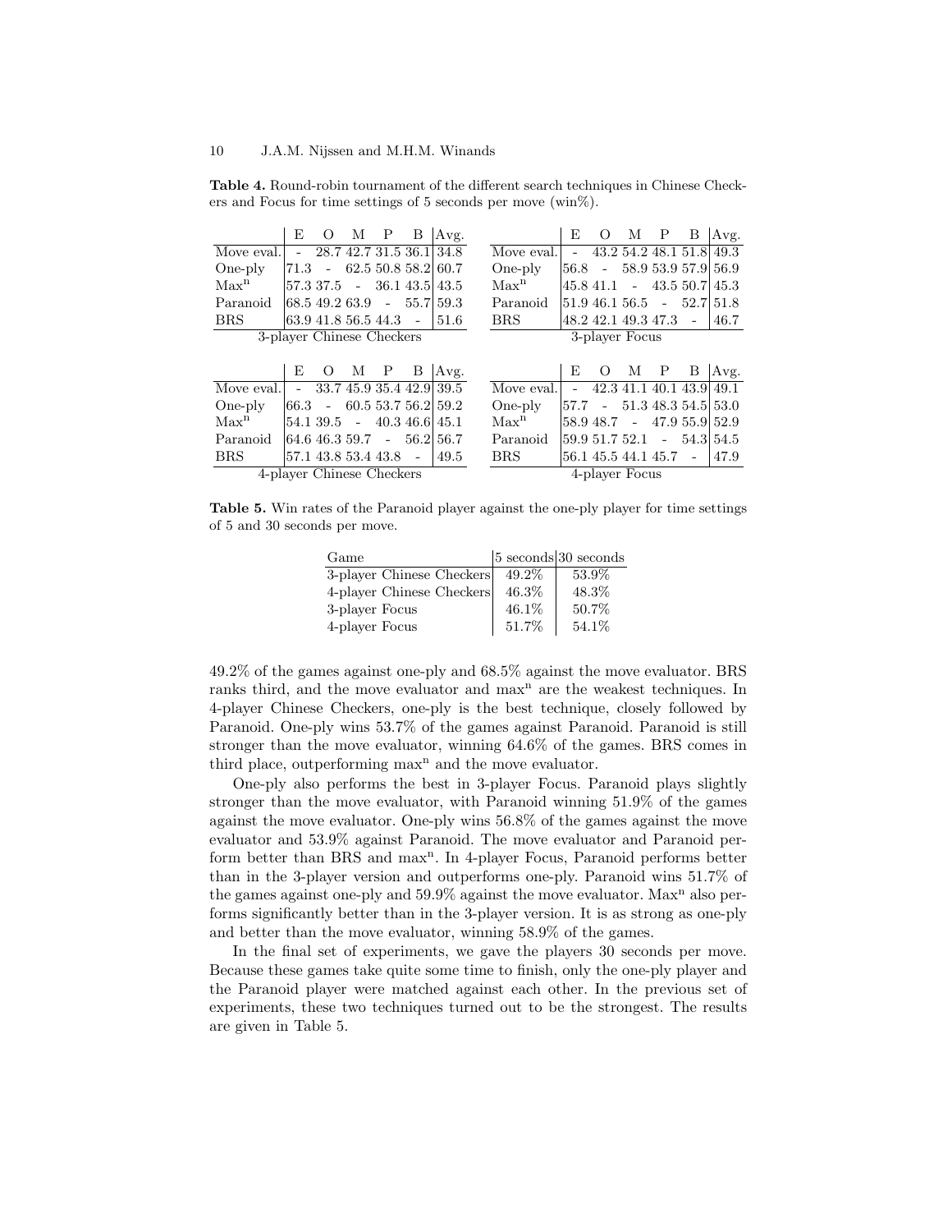**Table 4.** Round-robin tournament of the different search techniques in Chinese Checkers and Focus for time settings of 5 seconds per move (win%).

**3-player Chinese Checkers**

| | E | O | M | P | B | Avg. |
|---|---|---|---|---|---|---|
| Move eval. | - | 28.7 | 42.7 | 31.5 | 36.1 | 34.8 |
| One-ply | 71.3 | - | 62.5 | 50.8 | 58.2 | 60.7 |
| $\text{Max}^{\text{n}}$ | 57.3 | 37.5 | - | 36.1 | 43.5 | 43.5 |
| Paranoid | 68.5 | 49.2 | 63.9 | - | 55.7 | 59.3 |
| BRS | 63.9 | 41.8 | 56.5 | 44.3 | - | 51.6 |

**3-player Focus**

| | E | O | M | P | B | Avg. |
|---|---|---|---|---|---|---|
| Move eval. | - | 43.2 | 54.2 | 48.1 | 51.8 | 49.3 |
| One-ply | 56.8 | - | 58.9 | 53.9 | 57.9 | 56.9 |
| $\text{Max}^{\text{n}}$ | 45.8 | 41.1 | - | 43.5 | 50.7 | 45.3 |
| Paranoid | 51.9 | 46.1 | 56.5 | - | 52.7 | 51.8 |
| BRS | 48.2 | 42.1 | 49.3 | 47.3 | - | 46.7 |

**4-player Chinese Checkers**

| | E | O | M | P | B | Avg. |
|---|---|---|---|---|---|---|
| Move eval. | - | 33.7 | 45.9 | 35.4 | 42.9 | 39.5 |
| One-ply | 66.3 | - | 60.5 | 53.7 | 56.2 | 59.2 |
| $\text{Max}^{\text{n}}$ | 54.1 | 39.5 | - | 40.3 | 46.6 | 45.1 |
| Paranoid | 64.6 | 46.3 | 59.7 | - | 56.2 | 56.7 |
| BRS | 57.1 | 43.8 | 53.4 | 43.8 | - | 49.5 |

**4-player Focus**

| | E | O | M | P | B | Avg. |
|---|---|---|---|---|---|---|
| Move eval. | - | 42.3 | 41.1 | 40.1 | 43.9 | 49.1 |
| One-ply | 57.7 | - | 51.3 | 48.3 | 54.5 | 53.0 |
| $\text{Max}^{\text{n}}$ | 58.9 | 48.7 | - | 47.9 | 55.9 | 52.9 |
| Paranoid | 59.9 | 51.7 | 52.1 | - | 54.3 | 54.5 |
| BRS | 56.1 | 45.5 | 44.1 | 45.7 | - | 47.9 |

**Table 5.** Win rates of the Paranoid player against the one-ply player for time settings of 5 and 30 seconds per move.

| Game | 5 seconds | 30 seconds |
|---|---|---|
| 3-player Chinese Checkers | 49.2% | 53.9% |
| 4-player Chinese Checkers | 46.3% | 48.3% |
| 3-player Focus | 46.1% | 50.7% |
| 4-player Focus | 51.7% | 54.1% |

49.2% of the games against one-ply and 68.5% against the move evaluator. BRS ranks third, and the move evaluator and $\text{max}^{\text{n}}$ are the weakest techniques. In 4-player Chinese Checkers, one-ply is the best technique, closely followed by Paranoid. One-ply wins 53.7% of the games against Paranoid. Paranoid is still stronger than the move evaluator, winning 64.6% of the games. BRS comes in third place, outperforming $\text{max}^{\text{n}}$ and the move evaluator.

One-ply also performs the best in 3-player Focus. Paranoid plays slightly stronger than the move evaluator, with Paranoid winning 51.9% of the games against the move evaluator. One-ply wins 56.8% of the games against the move evaluator and 53.9% against Paranoid. The move evaluator and Paranoid perform better than BRS and $\text{max}^{\text{n}}$. In 4-player Focus, Paranoid performs better than in the 3-player version and outperforms one-ply. Paranoid wins 51.7% of the games against one-ply and 59.9% against the move evaluator. $\text{Max}^{\text{n}}$ also performs significantly better than in the 3-player version. It is as strong as one-ply and better than the move evaluator, winning 58.9% of the games.

In the final set of experiments, we gave the players 30 seconds per move. Because these games take quite some time to finish, only the one-ply player and the Paranoid player were matched against each other. In the previous set of experiments, these two techniques turned out to be the strongest. The results are given in Table 5.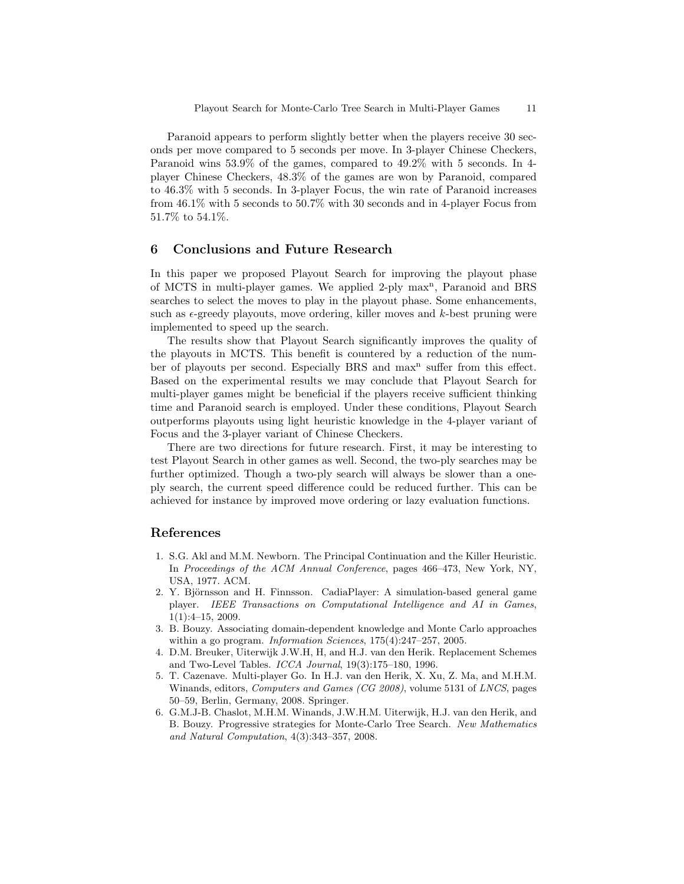Paranoid appears to perform slightly better when the players receive 30 seconds per move compared to 5 seconds per move. In 3-player Chinese Checkers, Paranoid wins 53.9% of the games, compared to 49.2% with 5 seconds. In 4-player Chinese Checkers, 48.3% of the games are won by Paranoid, compared to 46.3% with 5 seconds. In 3-player Focus, the win rate of Paranoid increases from 46.1% with 5 seconds to 50.7% with 30 seconds and in 4-player Focus from 51.7% to 54.1%.

## 6 Conclusions and Future Research

In this paper we proposed Playout Search for improving the playout phase of MCTS in multi-player games. We applied 2-ply max$^n$, Paranoid and BRS searches to select the moves to play in the playout phase. Some enhancements, such as $\epsilon$-greedy playouts, move ordering, killer moves and $k$-best pruning were implemented to speed up the search.

The results show that Playout Search significantly improves the quality of the playouts in MCTS. This benefit is countered by a reduction of the number of playouts per second. Especially BRS and max$^n$ suffer from this effect. Based on the experimental results we may conclude that Playout Search for multi-player games might be beneficial if the players receive sufficient thinking time and Paranoid search is employed. Under these conditions, Playout Search outperforms playouts using light heuristic knowledge in the 4-player variant of Focus and the 3-player variant of Chinese Checkers.

There are two directions for future research. First, it may be interesting to test Playout Search in other games as well. Second, the two-ply searches may be further optimized. Though a two-ply search will always be slower than a one-ply search, the current speed difference could be reduced further. This can be achieved for instance by improved move ordering or lazy evaluation functions.

## References

1. S.G. Akl and M.M. Newborn. The Principal Continuation and the Killer Heuristic. In *Proceedings of the ACM Annual Conference*, pages 466–473, New York, NY, USA, 1977. ACM.
2. Y. Björnsson and H. Finnsson. CadiaPlayer: A simulation-based general game player. *IEEE Transactions on Computational Intelligence and AI in Games*, 1(1):4–15, 2009.
3. B. Bouzy. Associating domain-dependent knowledge and Monte Carlo approaches within a go program. *Information Sciences*, 175(4):247–257, 2005.
4. D.M. Breuker, Uiterwijk J.W.H, H, and H.J. van den Herik. Replacement Schemes and Two-Level Tables. *ICCA Journal*, 19(3):175–180, 1996.
5. T. Cazenave. Multi-player Go. In H.J. van den Herik, X. Xu, Z. Ma, and M.H.M. Winands, editors, *Computers and Games (CG 2008)*, volume 5131 of *LNCS*, pages 50–59, Berlin, Germany, 2008. Springer.
6. G.M.J-B. Chaslot, M.H.M. Winands, J.W.H.M. Uiterwijk, H.J. van den Herik, and B. Bouzy. Progressive strategies for Monte-Carlo Tree Search. *New Mathematics and Natural Computation*, 4(3):343–357, 2008.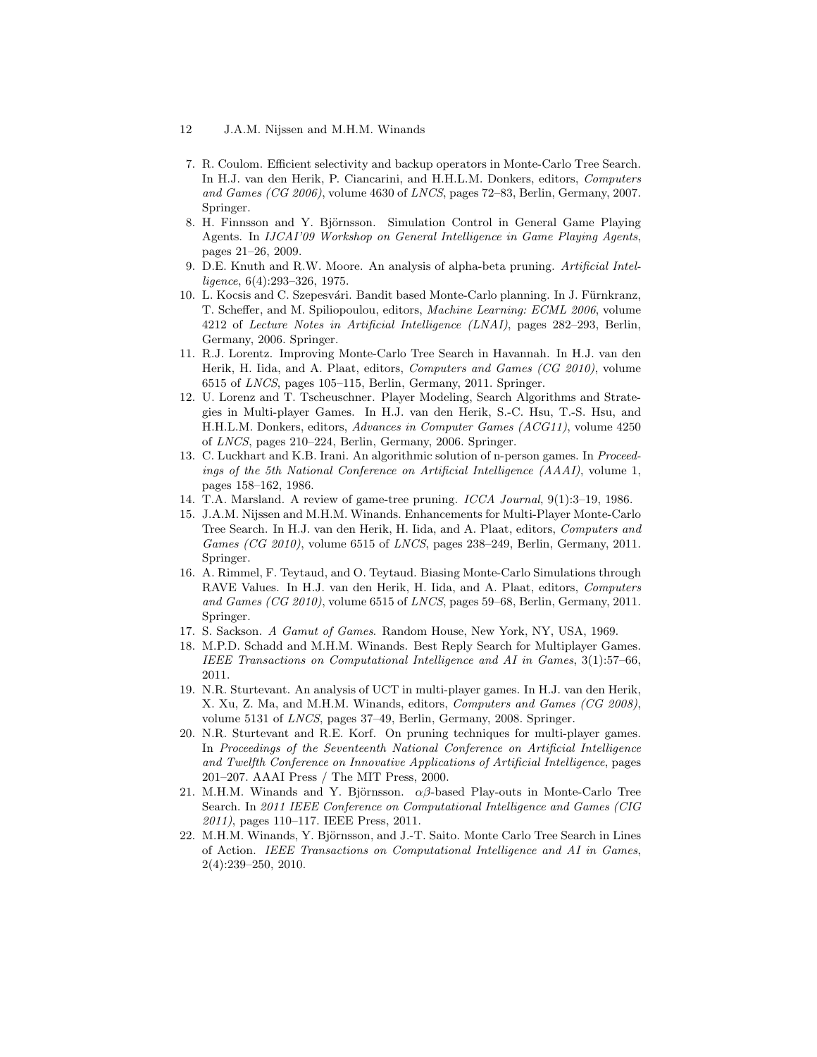7. R. Coulom. Efficient selectivity and backup operators in Monte-Carlo Tree Search. In H.J. van den Herik, P. Ciancarini, and H.H.L.M. Donkers, editors, *Computers and Games (CG 2006)*, volume 4630 of *LNCS*, pages 72–83, Berlin, Germany, 2007. Springer.
8. H. Finnsson and Y. Björnsson. Simulation Control in General Game Playing Agents. In *IJCAI'09 Workshop on General Intelligence in Game Playing Agents*, pages 21–26, 2009.
9. D.E. Knuth and R.W. Moore. An analysis of alpha-beta pruning. *Artificial Intelligence*, 6(4):293–326, 1975.
10. L. Kocsis and C. Szepesvári. Bandit based Monte-Carlo planning. In J. Fürnkranz, T. Scheffer, and M. Spiliopoulou, editors, *Machine Learning: ECML 2006*, volume 4212 of *Lecture Notes in Artificial Intelligence (LNAI)*, pages 282–293, Berlin, Germany, 2006. Springer.
11. R.J. Lorentz. Improving Monte-Carlo Tree Search in Havannah. In H.J. van den Herik, H. Iida, and A. Plaat, editors, *Computers and Games (CG 2010)*, volume 6515 of *LNCS*, pages 105–115, Berlin, Germany, 2011. Springer.
12. U. Lorenz and T. Tscheuschner. Player Modeling, Search Algorithms and Strategies in Multi-player Games. In H.J. van den Herik, S.-C. Hsu, T.-S. Hsu, and H.H.L.M. Donkers, editors, *Advances in Computer Games (ACG11)*, volume 4250 of *LNCS*, pages 210–224, Berlin, Germany, 2006. Springer.
13. C. Luckhart and K.B. Irani. An algorithmic solution of n-person games. In *Proceedings of the 5th National Conference on Artificial Intelligence (AAAI)*, volume 1, pages 158–162, 1986.
14. T.A. Marsland. A review of game-tree pruning. *ICCA Journal*, 9(1):3–19, 1986.
15. J.A.M. Nijssen and M.H.M. Winands. Enhancements for Multi-Player Monte-Carlo Tree Search. In H.J. van den Herik, H. Iida, and A. Plaat, editors, *Computers and Games (CG 2010)*, volume 6515 of *LNCS*, pages 238–249, Berlin, Germany, 2011. Springer.
16. A. Rimmel, F. Teytaud, and O. Teytaud. Biasing Monte-Carlo Simulations through RAVE Values. In H.J. van den Herik, H. Iida, and A. Plaat, editors, *Computers and Games (CG 2010)*, volume 6515 of *LNCS*, pages 59–68, Berlin, Germany, 2011. Springer.
17. S. Sackson. *A Gamut of Games*. Random House, New York, NY, USA, 1969.
18. M.P.D. Schadd and M.H.M. Winands. Best Reply Search for Multiplayer Games. *IEEE Transactions on Computational Intelligence and AI in Games*, 3(1):57–66, 2011.
19. N.R. Sturtevant. An analysis of UCT in multi-player games. In H.J. van den Herik, X. Xu, Z. Ma, and M.H.M. Winands, editors, *Computers and Games (CG 2008)*, volume 5131 of *LNCS*, pages 37–49, Berlin, Germany, 2008. Springer.
20. N.R. Sturtevant and R.E. Korf. On pruning techniques for multi-player games. In *Proceedings of the Seventeenth National Conference on Artificial Intelligence and Twelfth Conference on Innovative Applications of Artificial Intelligence*, pages 201–207. AAAI Press / The MIT Press, 2000.
21. M.H.M. Winands and Y. Björnsson. $\alpha\beta$-based Play-outs in Monte-Carlo Tree Search. In *2011 IEEE Conference on Computational Intelligence and Games (CIG 2011)*, pages 110–117. IEEE Press, 2011.
22. M.H.M. Winands, Y. Björnsson, and J.-T. Saito. Monte Carlo Tree Search in Lines of Action. *IEEE Transactions on Computational Intelligence and AI in Games*, 2(4):239–250, 2010.